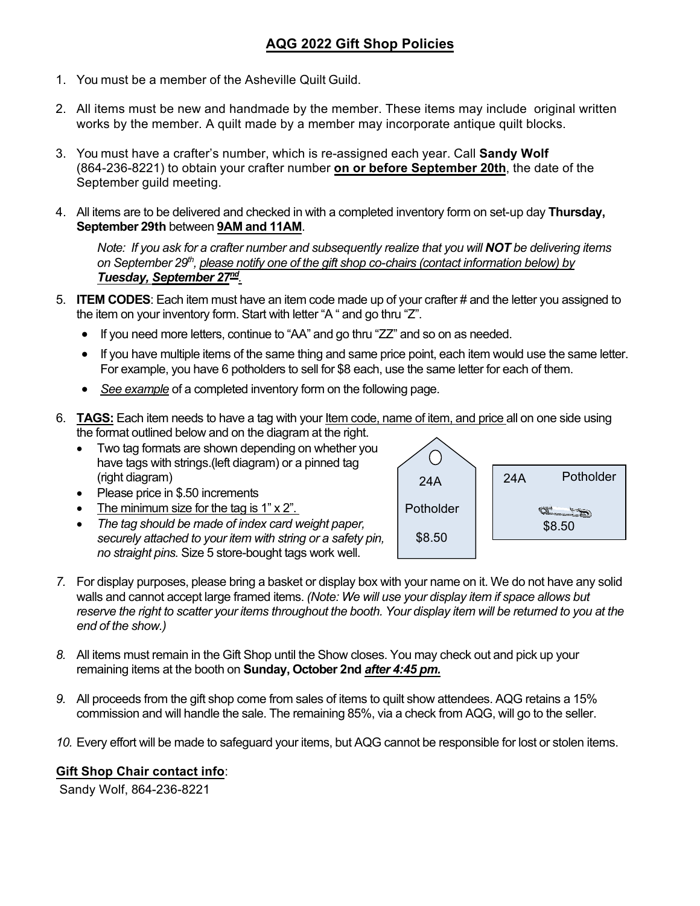# AQG 2022 Gift Shop Policies

1. You must be a member of the Asheville Quilt Guild.

2. All items must be new and handmade by the member. These items may include original written works by the member. A quilt made by a member may incorporate antique quilt blocks.

3. You must have a crafter's number, which is re-assigned each year. Call **Sandy Wolf** (864-236-8221) to obtain your crafter number **on or before September 20th**, the date of the September guild meeting.

4. All items are to be delivered and checked in with a completed inventory form on set-up day **Thursday, September 29th** between **9AM and 11AM**.

   *Note: If you ask for a crafter number and subsequently realize that you will **NOT** be delivering items on September 29th, please notify one of the gift shop co-chairs (contact information below) by **Tuesday, September 27nd**.*

5. **ITEM CODES**: Each item must have an item code made up of your crafter # and the letter you assigned to the item on your inventory form. Start with letter "A " and go thru "Z".
   - If you need more letters, continue to "AA" and go thru "ZZ" and so on as needed.
   - If you have multiple items of the same thing and same price point, each item would use the same letter. For example, you have 6 potholders to sell for $8 each, use the same letter for each of them.
   - *See example* of a completed inventory form on the following page.

6. **TAGS:** Each item needs to have a tag with your Item code, name of item, and price all on one side using the format outlined below and on the diagram at the right.
   - Two tag formats are shown depending on whether you have tags with strings.(left diagram) or a pinned tag (right diagram)
   - Please price in $.50 increments
   - The minimum size for the tag is 1" x 2".
   - *The tag should be made of index card weight paper, securely attached to your item with string or a safety pin, no straight pins.* Size 5 store-bought tags work well.

   24A
   Potholder
   $8.50

   24A Potholder
   $8.50

7. For display purposes, please bring a basket or display box with your name on it. We do not have any solid walls and cannot accept large framed items. *(Note: We will use your display item if space allows but reserve the right to scatter your items throughout the booth. Your display item will be returned to you at the end of the show.)*

8. All items must remain in the Gift Shop until the Show closes. You may check out and pick up your remaining items at the booth on **Sunday, October 2nd *after 4:45 pm.***

9. All proceeds from the gift shop come from sales of items to quilt show attendees. AQG retains a 15% commission and will handle the sale. The remaining 85%, via a check from AQG, will go to the seller.

10. Every effort will be made to safeguard your items, but AQG cannot be responsible for lost or stolen items.

**Gift Shop Chair contact info**:

Sandy Wolf, 864-236-8221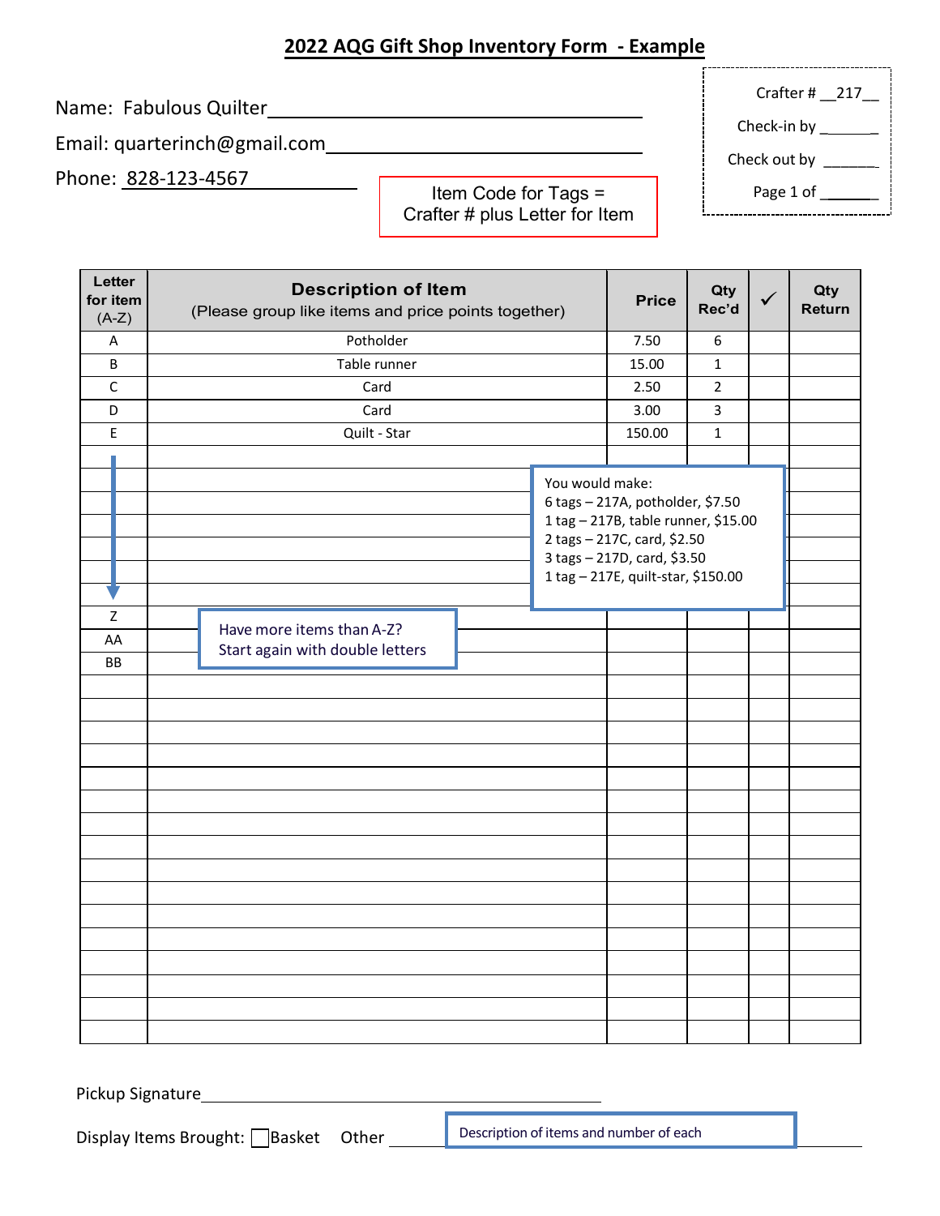# 2022 AQG Gift Shop Inventory Form - Example

Name: Fabulous Quilter

Email: quarterinch@gmail.com

Phone: 828-123-4567

Crafter # __217__

Check-in by ______

Check out by ______

Page 1 of ______

Item Code for Tags = Crafter # plus Letter for Item

| Letter for item (A-Z) | Description of Item (Please group like items and price points together) | Price | Qty Rec'd | ✓ | Qty Return |
|---|---|---|---|---|---|
| A | Potholder | 7.50 | 6 | | |
| B | Table runner | 15.00 | 1 | | |
| C | Card | 2.50 | 2 | | |
| D | Card | 3.00 | 3 | | |
| E | Quilt - Star | 150.00 | 1 | | |
| | | | | | |
| | | | | | |
| | | | | | |
| | | | | | |
| | | | | | |
| | | | | | |
| | | | | | |
| Z | | | | | |
| AA | | | | | |
| BB | | | | | |
| | | | | | |
| | | | | | |
| | | | | | |
| | | | | | |
| | | | | | |
| | | | | | |
| | | | | | |
| | | | | | |
| | | | | | |
| | | | | | |
| | | | | | |
| | | | | | |
| | | | | | |
| | | | | | |
| | | | | | |
| | | | | | |

You would make:
6 tags – 217A, potholder, $7.50
1 tag – 217B, table runner, $15.00
2 tags – 217C, card, $2.50
3 tags – 217D, card, $3.50
1 tag – 217E, quilt-star, $150.00

Have more items than A-Z?
Start again with double letters

Pickup Signature ____________________

Display Items Brought: ☐ Basket Other ____ Description of items and number of each